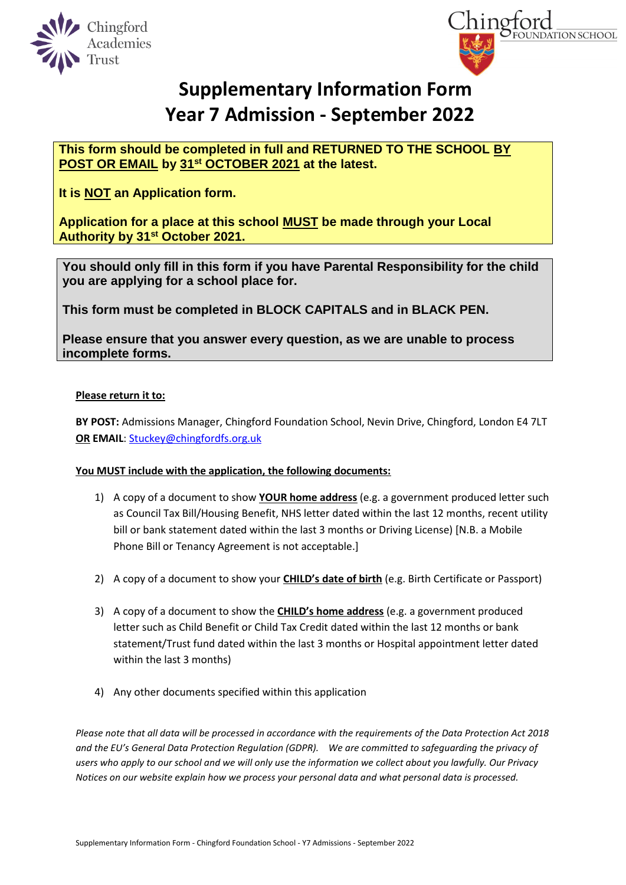# Supplementary Information Form
# Year 7 Admission - September 2022

**This form should be completed in full and RETURNED TO THE SCHOOL BY POST OR EMAIL by 31st OCTOBER 2021 at the latest.**

**It is NOT an Application form.**

**Application for a place at this school MUST be made through your Local Authority by 31st October 2021.**

**You should only fill in this form if you have Parental Responsibility for the child you are applying for a school place for.**

**This form must be completed in BLOCK CAPITALS and in BLACK PEN.**

**Please ensure that you answer every question, as we are unable to process incomplete forms.**

**Please return it to:**

**BY POST:** Admissions Manager, Chingford Foundation School, Nevin Drive, Chingford, London E4 7LT
**OR EMAIL**: Stuckey@chingfordfs.org.uk

**You MUST include with the application, the following documents:**

1) A copy of a document to show **YOUR home address** (e.g. a government produced letter such as Council Tax Bill/Housing Benefit, NHS letter dated within the last 12 months, recent utility bill or bank statement dated within the last 3 months or Driving License) [N.B. a Mobile Phone Bill or Tenancy Agreement is not acceptable.]

2) A copy of a document to show your **CHILD's date of birth** (e.g. Birth Certificate or Passport)

3) A copy of a document to show the **CHILD's home address** (e.g. a government produced letter such as Child Benefit or Child Tax Credit dated within the last 12 months or bank statement/Trust fund dated within the last 3 months or Hospital appointment letter dated within the last 3 months)

4) Any other documents specified within this application

*Please note that all data will be processed in accordance with the requirements of the Data Protection Act 2018 and the EU's General Data Protection Regulation (GDPR). We are committed to safeguarding the privacy of users who apply to our school and we will only use the information we collect about you lawfully. Our Privacy Notices on our website explain how we process your personal data and what personal data is processed.*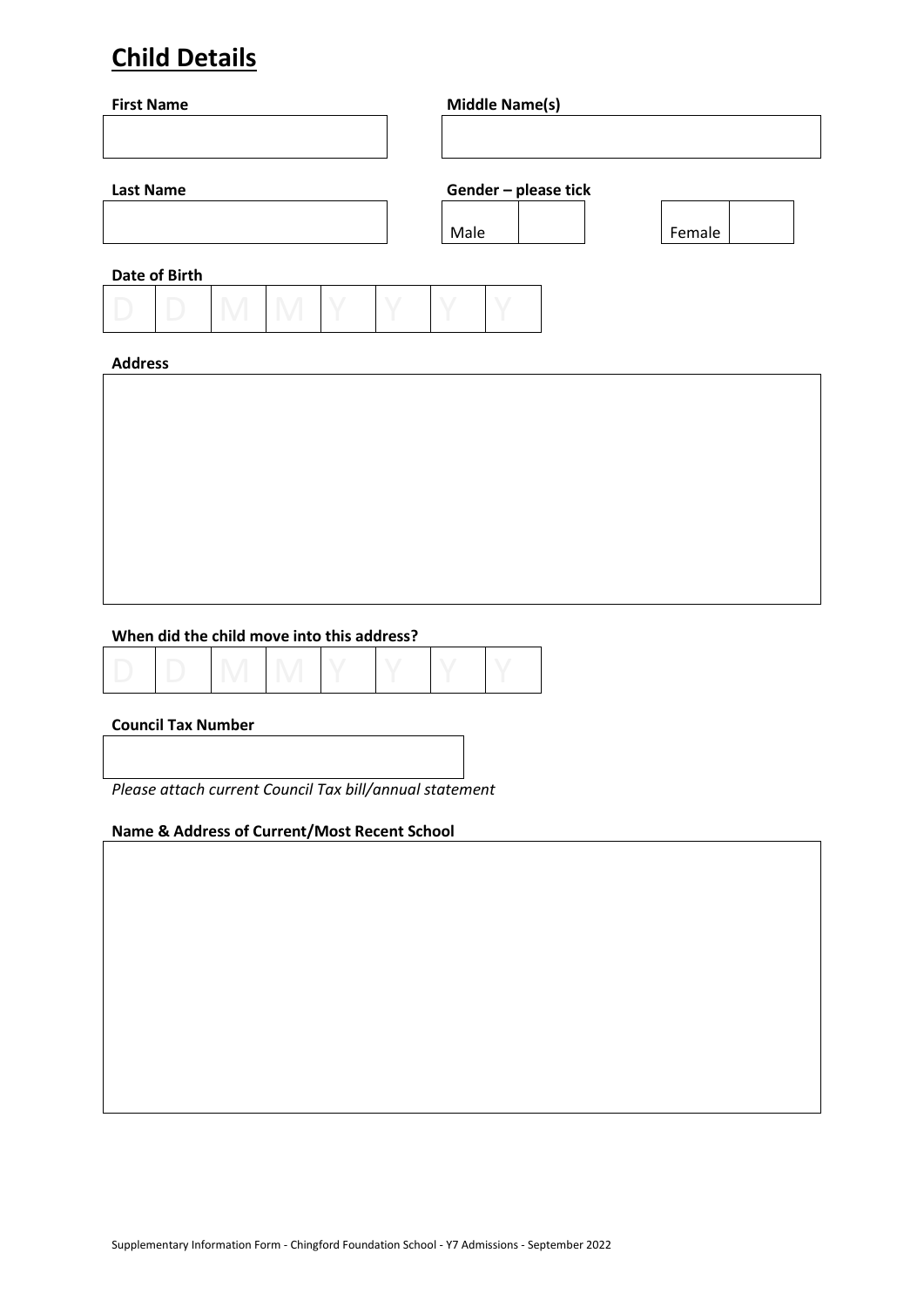## Child Details

**First Name**

**Middle Name(s)**

**Last Name**

**Gender – please tick**

| Male | | Female | |
|---|---|---|---|

**Date of Birth**

| D | D | M | M | Y | Y | Y | Y |
|---|---|---|---|---|---|---|---|

**Address**

**When did the child move into this address?**

| D | D | M | M | Y | Y | Y | Y |
|---|---|---|---|---|---|---|---|

**Council Tax Number**

*Please attach current Council Tax bill/annual statement*

**Name & Address of Current/Most Recent School**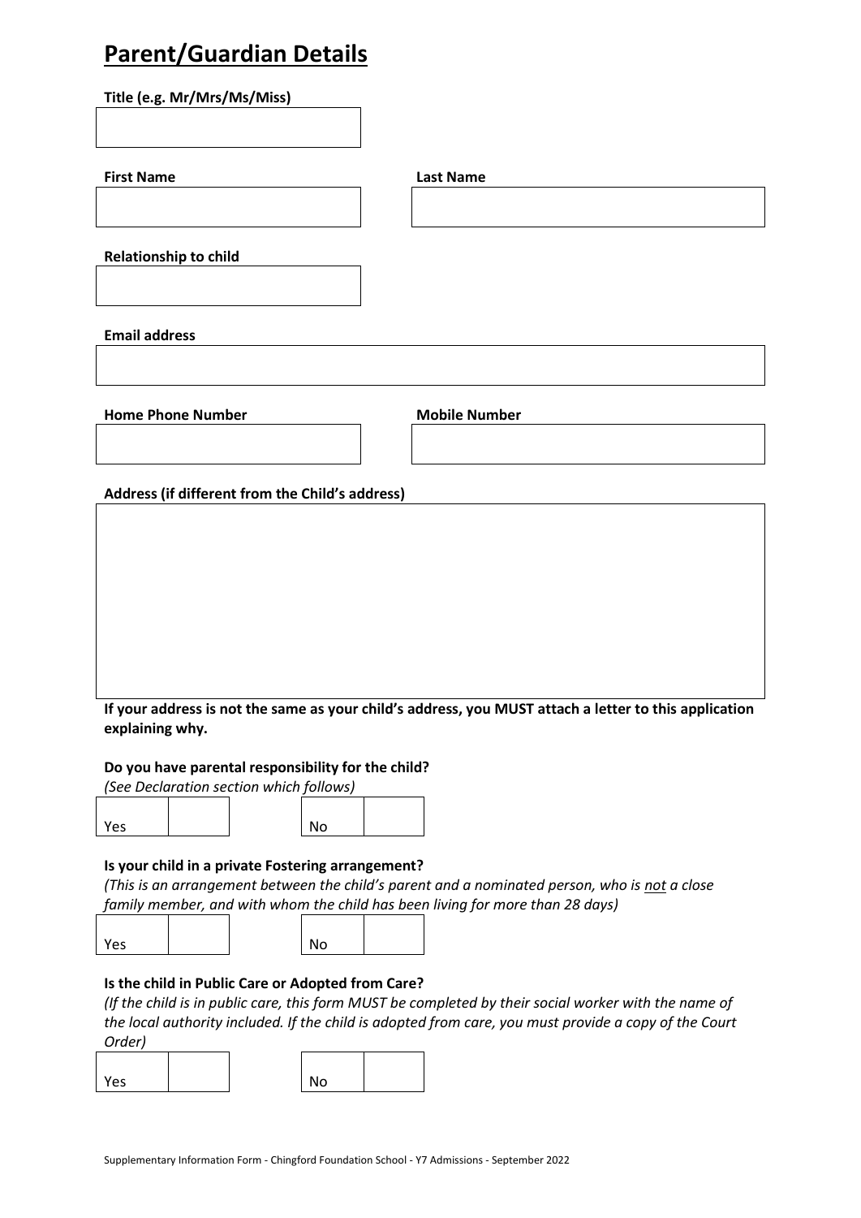# Parent/Guardian Details

**Title (e.g. Mr/Mrs/Ms/Miss)**

**First Name**

**Last Name**

**Relationship to child**

**Email address**

**Home Phone Number**

**Mobile Number**

**Address (if different from the Child's address)**

**If your address is not the same as your child's address, you MUST attach a letter to this application explaining why.**

**Do you have parental responsibility for the child?**

*(See Declaration section which follows)*

| Yes | | No | |
|---|---|---|---|

**Is your child in a private Fostering arrangement?**

*(This is an arrangement between the child's parent and a nominated person, who is not a close family member, and with whom the child has been living for more than 28 days)*

| Yes | | No | |
|---|---|---|---|

**Is the child in Public Care or Adopted from Care?**

*(If the child is in public care, this form MUST be completed by their social worker with the name of the local authority included. If the child is adopted from care, you must provide a copy of the Court Order)*

| Yes | | No | |
|---|---|---|---|

Supplementary Information Form - Chingford Foundation School - Y7 Admissions - September 2022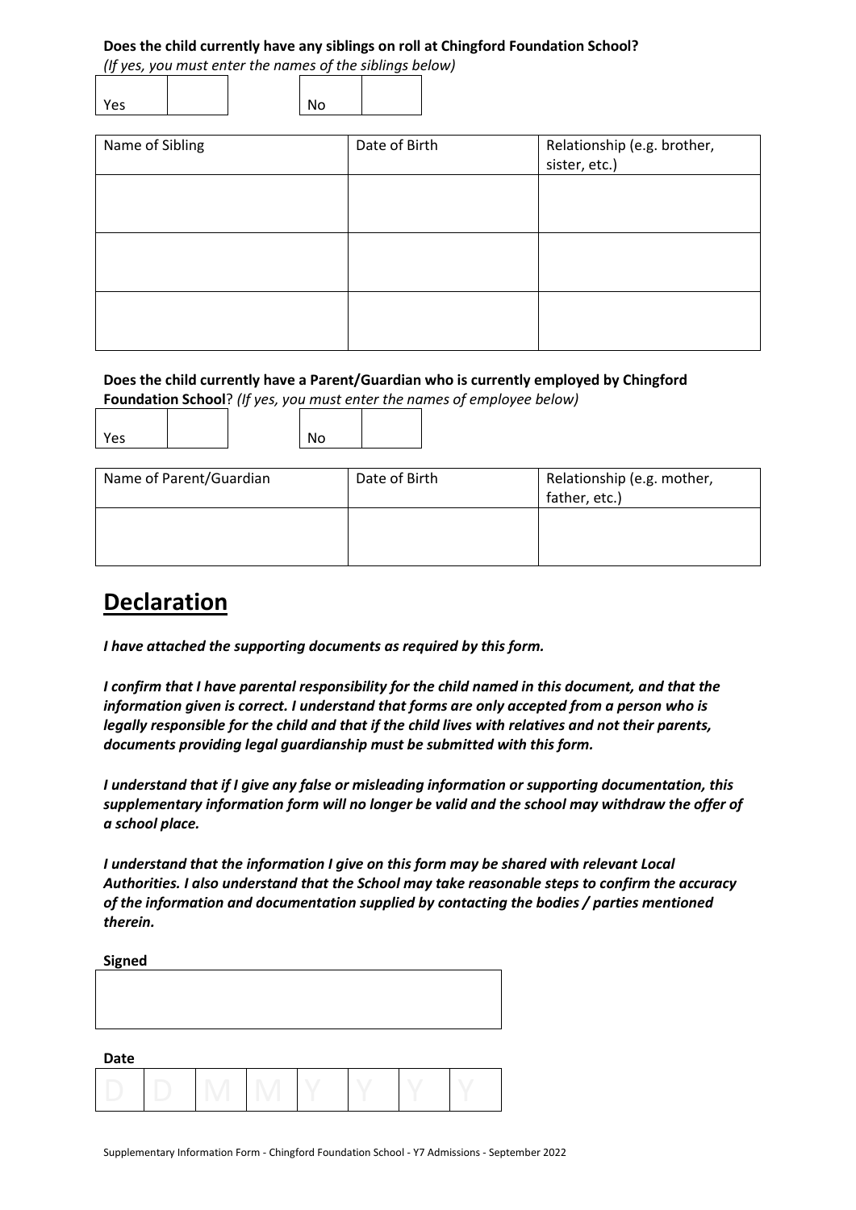**Does the child currently have any siblings on roll at Chingford Foundation School?**
*(If yes, you must enter the names of the siblings below)*

| | | | |
|---|---|---|---|
| Yes | | No | |

| Name of Sibling | Date of Birth | Relationship (e.g. brother, sister, etc.) |
|---|---|---|
| | | |
| | | |
| | | |

**Does the child currently have a Parent/Guardian who is currently employed by Chingford Foundation School**? *(If yes, you must enter the names of employee below)*

| | | | |
|---|---|---|---|
| Yes | | No | |

| Name of Parent/Guardian | Date of Birth | Relationship (e.g. mother, father, etc.) |
|---|---|---|
| | | |

# Declaration

***I have attached the supporting documents as required by this form.***

***I confirm that I have parental responsibility for the child named in this document, and that the information given is correct. I understand that forms are only accepted from a person who is legally responsible for the child and that if the child lives with relatives and not their parents, documents providing legal guardianship must be submitted with this form.***

***I understand that if I give any false or misleading information or supporting documentation, this supplementary information form will no longer be valid and the school may withdraw the offer of a school place.***

***I understand that the information I give on this form may be shared with relevant Local Authorities. I also understand that the School may take reasonable steps to confirm the accuracy of the information and documentation supplied by contacting the bodies / parties mentioned therein.***

**Signed**

| |
|---|
| |

**Date**

| | | | | | | | |
|---|---|---|---|---|---|---|---|
| D | D | M | M | Y | Y | Y | Y |

Supplementary Information Form - Chingford Foundation School - Y7 Admissions - September 2022